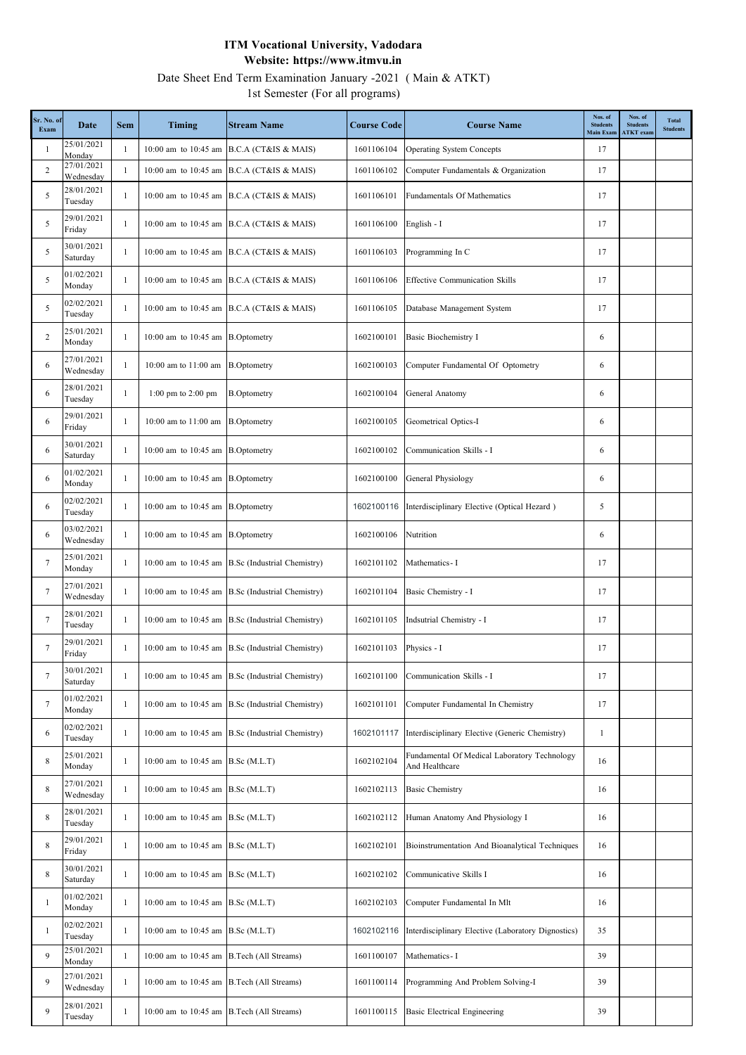# ITM Vocational University, Vadodara

## Website: https://www.itmvu.in

Date Sheet End Term Examination January -2021 ( Main & ATKT)

1st Semester (For all programs)

| Sr. No. of Exam | Date | Sem | Timing | Stream Name | Course Code | Course Name | Nos. of Students Main Exam | Nos. of Students ATKT exam | Total Students |
|---|---|---|---|---|---|---|---|---|---|
| 1 | 25/01/2021 Monday | 1 | 10:00 am to 10:45 am | B.C.A (CT&IS & MAIS) | 1601106104 | Operating System Concepts | 17 | | |
| 2 | 27/01/2021 Wednesday | 1 | 10:00 am to 10:45 am | B.C.A (CT&IS & MAIS) | 1601106102 | Computer Fundamentals & Organization | 17 | | |
| 5 | 28/01/2021 Tuesday | 1 | 10:00 am to 10:45 am | B.C.A (CT&IS & MAIS) | 1601106101 | Fundamentals Of Mathematics | 17 | | |
| 5 | 29/01/2021 Friday | 1 | 10:00 am to 10:45 am | B.C.A (CT&IS & MAIS) | 1601106100 | English - I | 17 | | |
| 5 | 30/01/2021 Saturday | 1 | 10:00 am to 10:45 am | B.C.A (CT&IS & MAIS) | 1601106103 | Programming In C | 17 | | |
| 5 | 01/02/2021 Monday | 1 | 10:00 am to 10:45 am | B.C.A (CT&IS & MAIS) | 1601106106 | Effective Communication Skills | 17 | | |
| 5 | 02/02/2021 Tuesday | 1 | 10:00 am to 10:45 am | B.C.A (CT&IS & MAIS) | 1601106105 | Database Management System | 17 | | |
| 2 | 25/01/2021 Monday | 1 | 10:00 am to 10:45 am | B.Optometry | 1602100101 | Basic Biochemistry I | 6 | | |
| 6 | 27/01/2021 Wednesday | 1 | 10:00 am to 11:00 am | B.Optometry | 1602100103 | Computer Fundamental Of Optometry | 6 | | |
| 6 | 28/01/2021 Tuesday | 1 | 1:00 pm to 2:00 pm | B.Optometry | 1602100104 | General Anatomy | 6 | | |
| 6 | 29/01/2021 Friday | 1 | 10:00 am to 11:00 am | B.Optometry | 1602100105 | Geometrical Optics-I | 6 | | |
| 6 | 30/01/2021 Saturday | 1 | 10:00 am to 10:45 am | B.Optometry | 1602100102 | Communication Skills - I | 6 | | |
| 6 | 01/02/2021 Monday | 1 | 10:00 am to 10:45 am | B.Optometry | 1602100100 | General Physiology | 6 | | |
| 6 | 02/02/2021 Tuesday | 1 | 10:00 am to 10:45 am | B.Optometry | 1602100116 | Interdisciplinary Elective (Optical Hezard ) | 5 | | |
| 6 | 03/02/2021 Wednesday | 1 | 10:00 am to 10:45 am | B.Optometry | 1602100106 | Nutrition | 6 | | |
| 7 | 25/01/2021 Monday | 1 | 10:00 am to 10:45 am | B.Sc (Industrial Chemistry) | 1602101102 | Mathematics- I | 17 | | |
| 7 | 27/01/2021 Wednesday | 1 | 10:00 am to 10:45 am | B.Sc (Industrial Chemistry) | 1602101104 | Basic Chemistry - I | 17 | | |
| 7 | 28/01/2021 Tuesday | 1 | 10:00 am to 10:45 am | B.Sc (Industrial Chemistry) | 1602101105 | Indsutrial Chemistry - I | 17 | | |
| 7 | 29/01/2021 Friday | 1 | 10:00 am to 10:45 am | B.Sc (Industrial Chemistry) | 1602101103 | Physics - I | 17 | | |
| 7 | 30/01/2021 Saturday | 1 | 10:00 am to 10:45 am | B.Sc (Industrial Chemistry) | 1602101100 | Communication Skills - I | 17 | | |
| 7 | 01/02/2021 Monday | 1 | 10:00 am to 10:45 am | B.Sc (Industrial Chemistry) | 1602101101 | Computer Fundamental In Chemistry | 17 | | |
| 6 | 02/02/2021 Tuesday | 1 | 10:00 am to 10:45 am | B.Sc (Industrial Chemistry) | 1602101117 | Interdisciplinary Elective (Generic Chemistry) | 1 | | |
| 8 | 25/01/2021 Monday | 1 | 10:00 am to 10:45 am | B.Sc (M.L.T) | 1602102104 | Fundamental Of Medical Laboratory Technology And Healthcare | 16 | | |
| 8 | 27/01/2021 Wednesday | 1 | 10:00 am to 10:45 am | B.Sc (M.L.T) | 1602102113 | Basic Chemistry | 16 | | |
| 8 | 28/01/2021 Tuesday | 1 | 10:00 am to 10:45 am | B.Sc (M.L.T) | 1602102112 | Human Anatomy And Physiology I | 16 | | |
| 8 | 29/01/2021 Friday | 1 | 10:00 am to 10:45 am | B.Sc (M.L.T) | 1602102101 | Bioinstrumentation And Bioanalytical Techniques | 16 | | |
| 8 | 30/01/2021 Saturday | 1 | 10:00 am to 10:45 am | B.Sc (M.L.T) | 1602102102 | Communicative Skills I | 16 | | |
| 1 | 01/02/2021 Monday | 1 | 10:00 am to 10:45 am | B.Sc (M.L.T) | 1602102103 | Computer Fundamental In Mlt | 16 | | |
| 1 | 02/02/2021 Tuesday | 1 | 10:00 am to 10:45 am | B.Sc (M.L.T) | 1602102116 | Interdisciplinary Elective (Laboratory Dignostics) | 35 | | |
| 9 | 25/01/2021 Monday | 1 | 10:00 am to 10:45 am | B.Tech (All Streams) | 1601100107 | Mathematics- I | 39 | | |
| 9 | 27/01/2021 Wednesday | 1 | 10:00 am to 10:45 am | B.Tech (All Streams) | 1601100114 | Programming And Problem Solving-I | 39 | | |
| 9 | 28/01/2021 Tuesday | 1 | 10:00 am to 10:45 am | B.Tech (All Streams) | 1601100115 | Basic Electrical Engineering | 39 | | |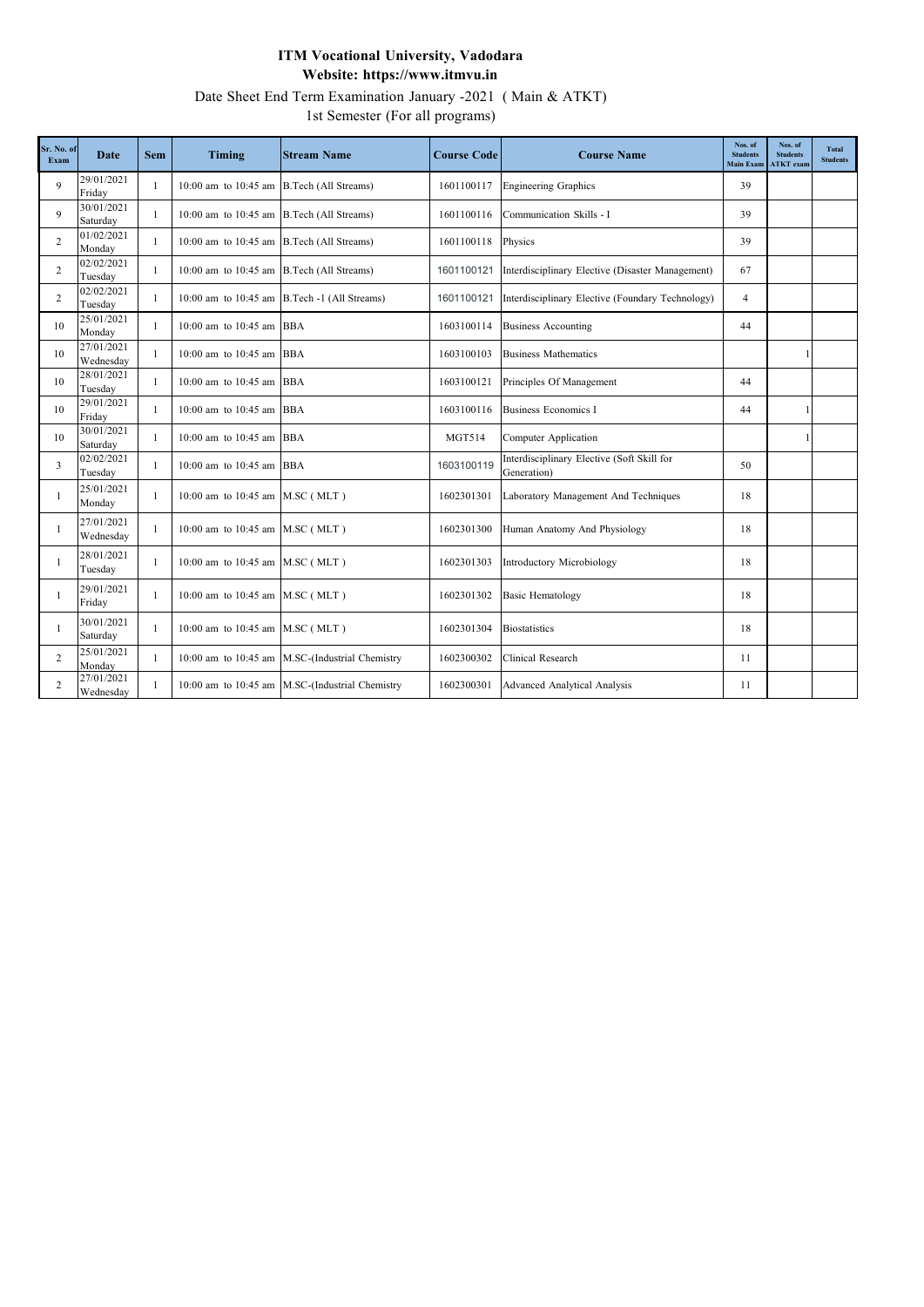**ITM Vocational University, Vadodara**

**Website: https://www.itmvu.in**

Date Sheet End Term Examination January -2021 ( Main & ATKT)

1st Semester (For all programs)

| Sr. No. of Exam | Date | Sem | Timing | Stream Name | Course Code | Course Name | Nos. of Students Main Exam | Nos. of Students ATKT exam | Total Students |
|---|---|---|---|---|---|---|---|---|---|
| 9 | 29/01/2021 Friday | 1 | 10:00 am to 10:45 am | B.Tech (All Streams) | 1601100117 | Engineering Graphics | 39 | | |
| 9 | 30/01/2021 Saturday | 1 | 10:00 am to 10:45 am | B.Tech (All Streams) | 1601100116 | Communication Skills - I | 39 | | |
| 2 | 01/02/2021 Monday | 1 | 10:00 am to 10:45 am | B.Tech (All Streams) | 1601100118 | Physics | 39 | | |
| 2 | 02/02/2021 Tuesday | 1 | 10:00 am to 10:45 am | B.Tech (All Streams) | 1601100121 | Interdisciplinary Elective (Disaster Management) | 67 | | |
| 2 | 02/02/2021 Tuesday | 1 | 10:00 am to 10:45 am | B.Tech -1 (All Streams) | 1601100121 | Interdisciplinary Elective (Foundary Technology) | 4 | | |
| 10 | 25/01/2021 Monday | 1 | 10:00 am to 10:45 am | BBA | 1603100114 | Business Accounting | 44 | | |
| 10 | 27/01/2021 Wednesday | 1 | 10:00 am to 10:45 am | BBA | 1603100103 | Business Mathematics | | 1 | |
| 10 | 28/01/2021 Tuesday | 1 | 10:00 am to 10:45 am | BBA | 1603100121 | Principles Of Management | 44 | | |
| 10 | 29/01/2021 Friday | 1 | 10:00 am to 10:45 am | BBA | 1603100116 | Business Economics I | 44 | 1 | |
| 10 | 30/01/2021 Saturday | 1 | 10:00 am to 10:45 am | BBA | MGT514 | Computer Application | | 1 | |
| 3 | 02/02/2021 Tuesday | 1 | 10:00 am to 10:45 am | BBA | 1603100119 | Interdisciplinary Elective (Soft Skill for Generation) | 50 | | |
| 1 | 25/01/2021 Monday | 1 | 10:00 am to 10:45 am | M.SC ( MLT ) | 1602301301 | Laboratory Management And Techniques | 18 | | |
| 1 | 27/01/2021 Wednesday | 1 | 10:00 am to 10:45 am | M.SC ( MLT ) | 1602301300 | Human Anatomy And Physiology | 18 | | |
| 1 | 28/01/2021 Tuesday | 1 | 10:00 am to 10:45 am | M.SC ( MLT ) | 1602301303 | Introductory Microbiology | 18 | | |
| 1 | 29/01/2021 Friday | 1 | 10:00 am to 10:45 am | M.SC ( MLT ) | 1602301302 | Basic Hematology | 18 | | |
| 1 | 30/01/2021 Saturday | 1 | 10:00 am to 10:45 am | M.SC ( MLT ) | 1602301304 | Biostatistics | 18 | | |
| 2 | 25/01/2021 Monday | 1 | 10:00 am to 10:45 am | M.SC-(Industrial Chemistry | 1602300302 | Clinical Research | 11 | | |
| 2 | 27/01/2021 Wednesday | 1 | 10:00 am to 10:45 am | M.SC-(Industrial Chemistry | 1602300301 | Advanced Analytical Analysis | 11 | | |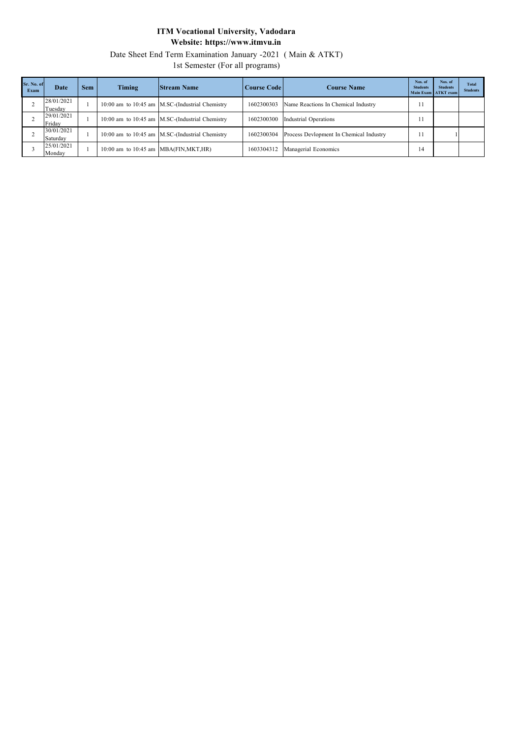# ITM Vocational University, Vadodara

**Website: https://www.itmvu.in**

Date Sheet End Term Examination January -2021 ( Main & ATKT)

1st Semester (For all programs)

| Sr. No. of Exam | Date | Sem | Timing | Stream Name | Course Code | Course Name | Nos. of Students Main Exam | Nos. of Students ATKT exam | Total Students |
|---|---|---|---|---|---|---|---|---|---|
| 2 | 28/01/2021 Tuesday | 1 | 10:00 am to 10:45 am | M.SC-(Industrial Chemistry | 1602300303 | Name Reactions In Chemical Industry | 11 | | |
| 2 | 29/01/2021 Friday | 1 | 10:00 am to 10:45 am | M.SC-(Industrial Chemistry | 1602300300 | Industrial Operations | 11 | | |
| 2 | 30/01/2021 Saturday | 1 | 10:00 am to 10:45 am | M.SC-(Industrial Chemistry | 1602300304 | Process Devlopment In Chemical Industry | 11 | 1 | |
| 3 | 25/01/2021 Monday | 1 | 10:00 am to 10:45 am | MBA(FIN,MKT,HR) | 1603304312 | Managerial Economics | 14 | | |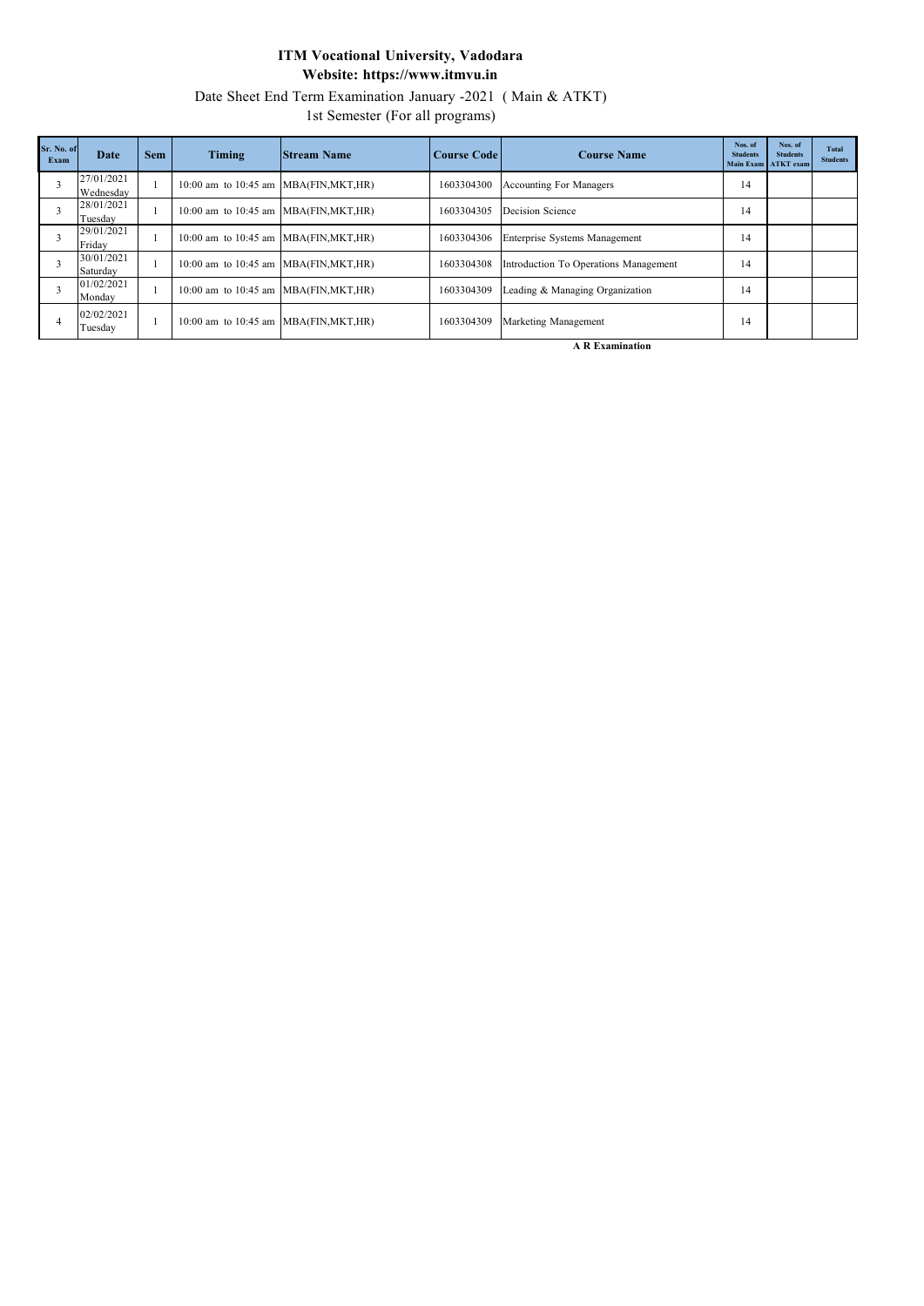**ITM Vocational University, Vadodara**

**Website: https://www.itmvu.in**

Date Sheet End Term Examination January -2021 ( Main & ATKT)

1st Semester (For all programs)

| Sr. No. of Exam | Date | Sem | Timing | Stream Name | Course Code | Course Name | Nos. of Students Main Exam | Nos. of Students ATKT exam | Total Students |
|---|---|---|---|---|---|---|---|---|---|
| 3 | 27/01/2021 Wednesday | 1 | 10:00 am to 10:45 am | MBA(FIN,MKT,HR) | 1603304300 | Accounting For Managers | 14 | | |
| 3 | 28/01/2021 Tuesday | 1 | 10:00 am to 10:45 am | MBA(FIN,MKT,HR) | 1603304305 | Decision Science | 14 | | |
| 3 | 29/01/2021 Friday | 1 | 10:00 am to 10:45 am | MBA(FIN,MKT,HR) | 1603304306 | Enterprise Systems Management | 14 | | |
| 3 | 30/01/2021 Saturday | 1 | 10:00 am to 10:45 am | MBA(FIN,MKT,HR) | 1603304308 | Introduction To Operations Management | 14 | | |
| 3 | 01/02/2021 Monday | 1 | 10:00 am to 10:45 am | MBA(FIN,MKT,HR) | 1603304309 | Leading & Managing Organization | 14 | | |
| 4 | 02/02/2021 Tuesday | 1 | 10:00 am to 10:45 am | MBA(FIN,MKT,HR) | 1603304309 | Marketing Management | 14 | | |

**A R Examination**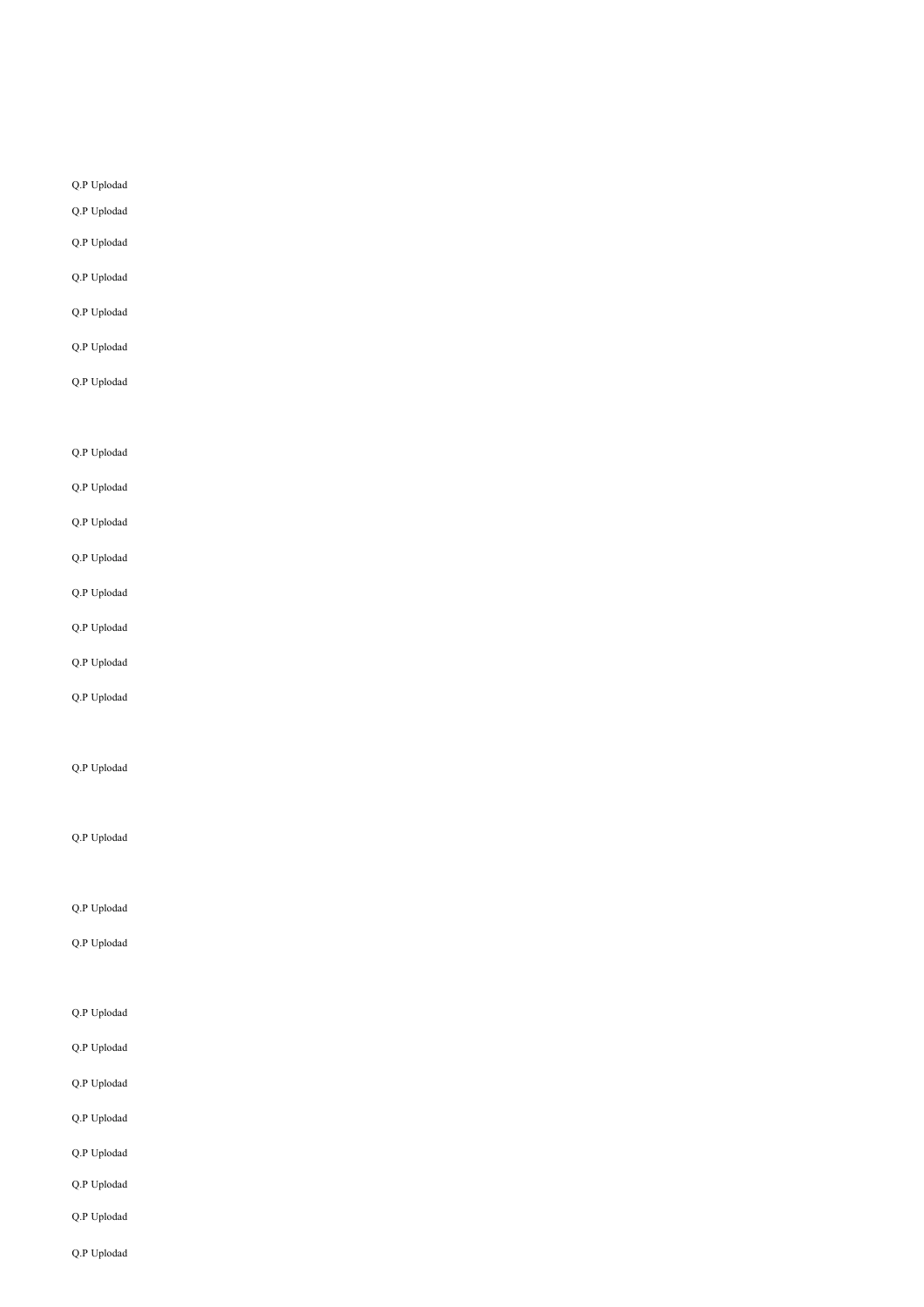Q.P Uplodad

Q.P Uplodad

Q.P Uplodad

Q.P Uplodad

Q.P Uplodad

Q.P Uplodad

Q.P Uplodad

Q.P Uplodad

Q.P Uplodad

Q.P Uplodad

Q.P Uplodad

Q.P Uplodad

Q.P Uplodad

Q.P Uplodad

Q.P Uplodad

Q.P Uplodad

Q.P Uplodad

Q.P Uplodad

Q.P Uplodad

Q.P Uplodad

Q.P Uplodad

Q.P Uplodad

Q.P Uplodad

Q.P Uplodad

Q.P Uplodad

Q.P Uplodad

Q.P Uplodad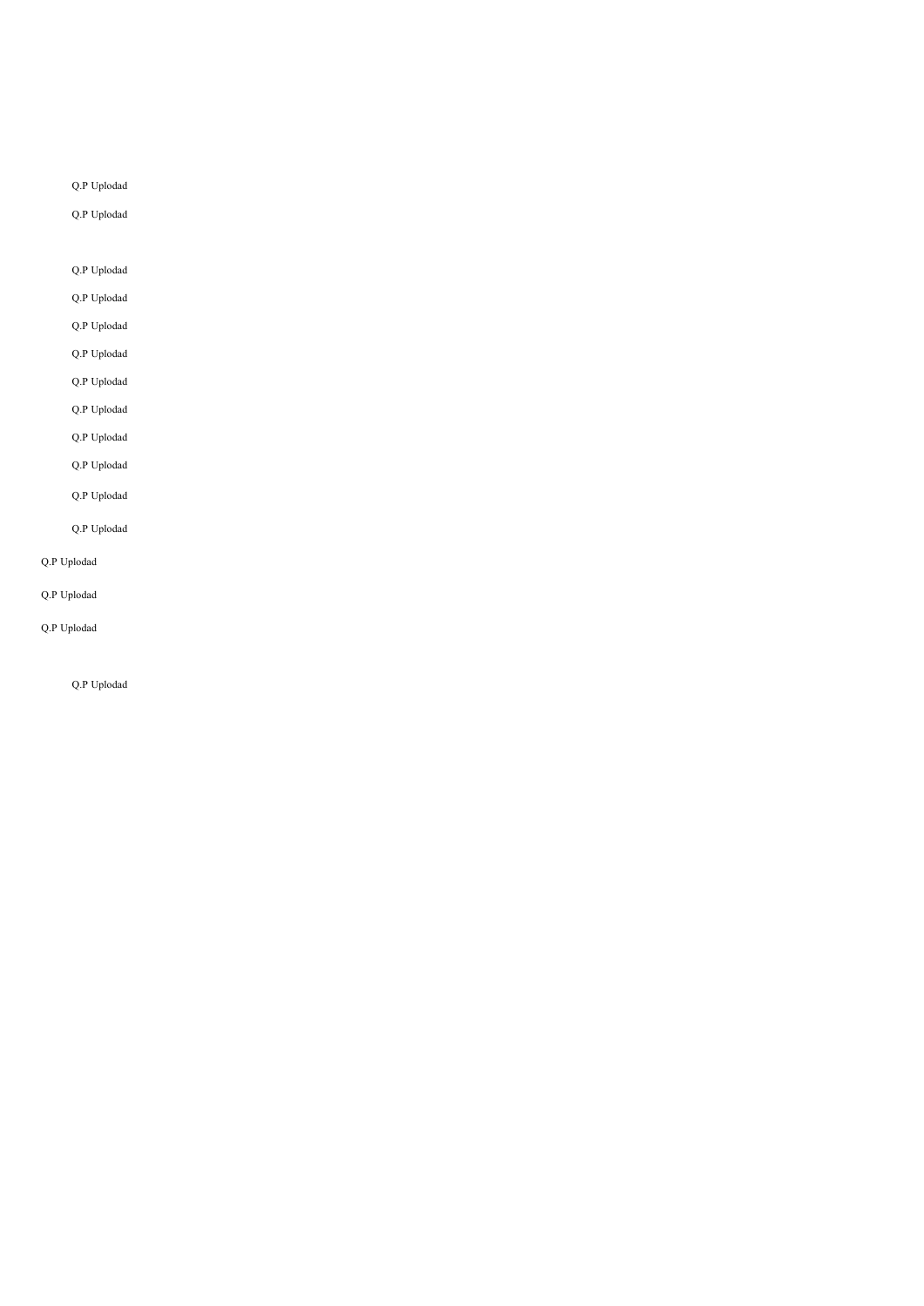Q.P Uplodad

Q.P Uplodad

Q.P Uplodad

Q.P Uplodad

Q.P Uplodad

Q.P Uplodad

Q.P Uplodad

Q.P Uplodad

Q.P Uplodad

Q.P Uplodad

Q.P Uplodad

Q.P Uplodad

Q.P Uplodad

Q.P Uplodad

Q.P Uplodad

Q.P Uplodad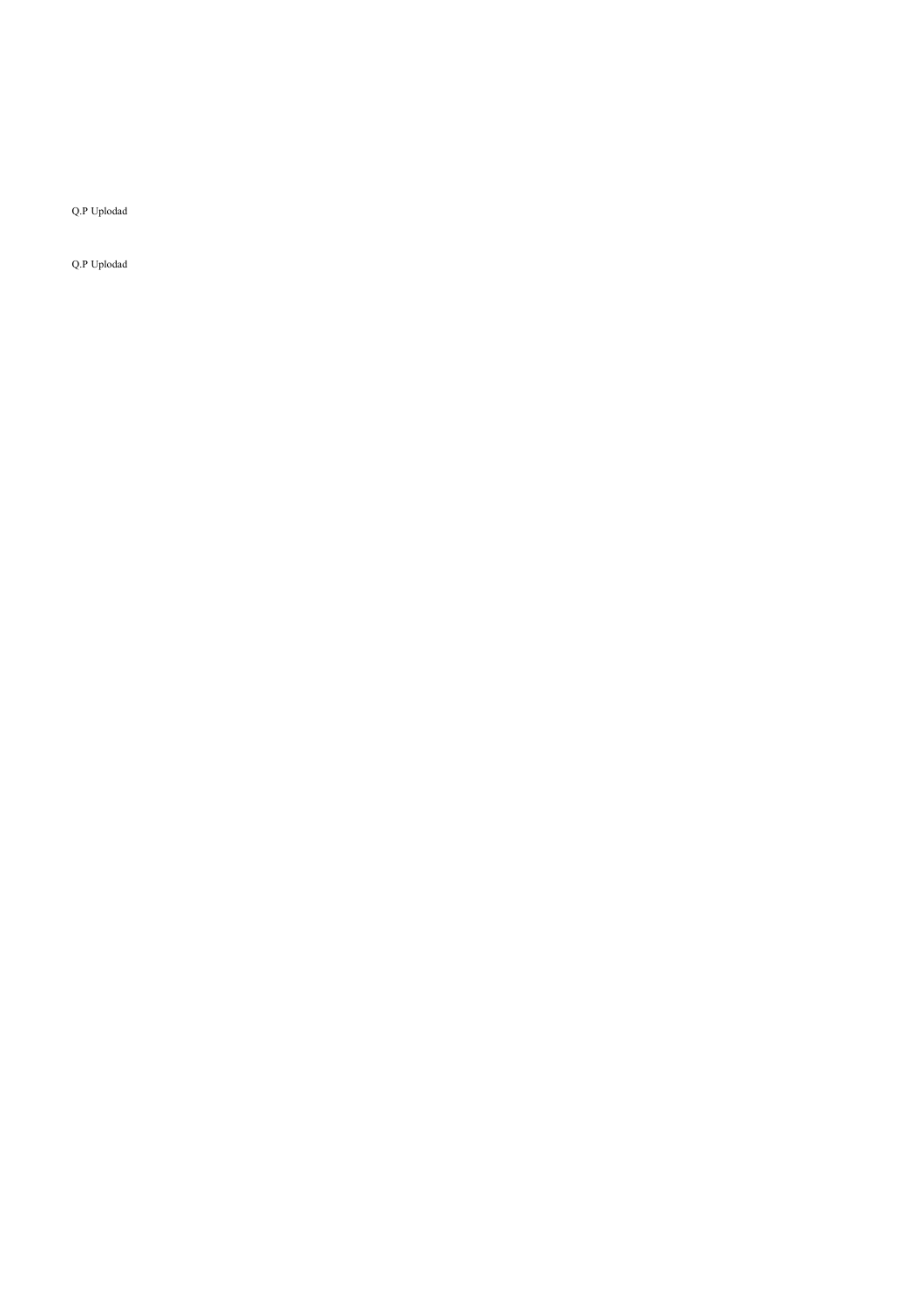Q.P Uplodad

Q.P Uplodad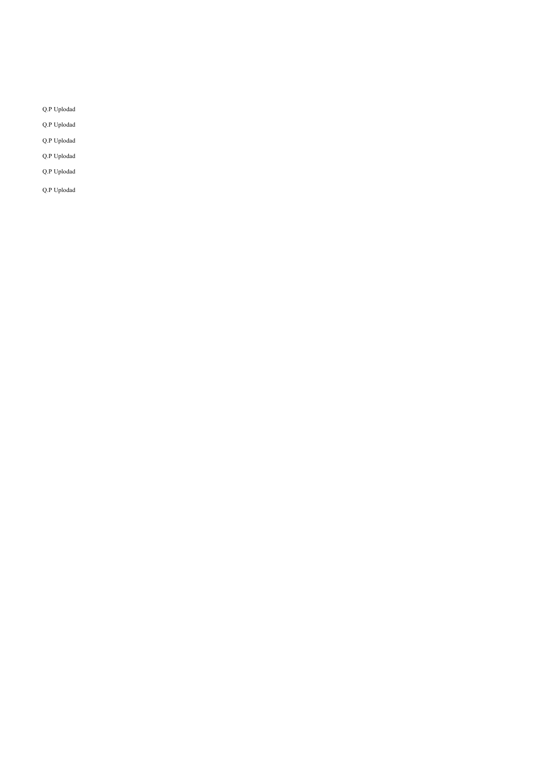Q.P Uplodad

Q.P Uplodad

Q.P Uplodad

Q.P Uplodad

Q.P Uplodad

Q.P Uplodad